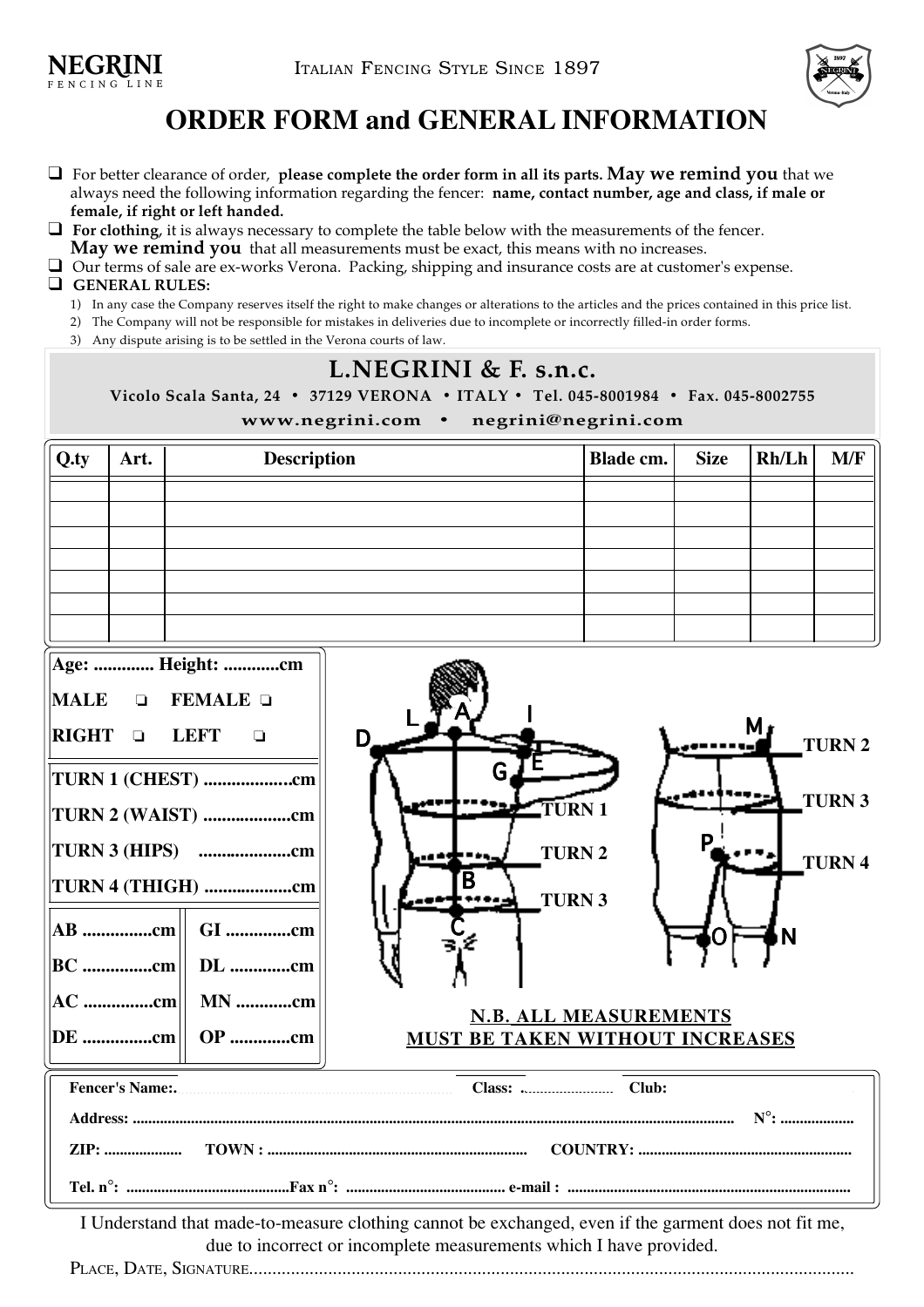NEGRINI
FENCING LINE

ITALIAN FENCING STYLE SINCE 1897

# ORDER FORM and GENERAL INFORMATION

- For better clearance of order, **please complete the order form in all its parts. May we remind you** that we always need the following information regarding the fencer: **name, contact number, age and class, if male or female, if right or left handed.**
- **For clothing**, it is always necessary to complete the table below with the measurements of the fencer. **May we remind you** that all measurements must be exact, this means with no increases.
- Our terms of sale are ex-works Verona. Packing, shipping and insurance costs are at customer's expense.
- **GENERAL RULES:**
  1) In any case the Company reserves itself the right to make changes or alterations to the articles and the prices contained in this price list.
  2) The Company will not be responsible for mistakes in deliveries due to incomplete or incorrectly filled-in order forms.
  3) Any dispute arising is to be settled in the Verona courts of law.

## L.NEGRINI & F. s.n.c.

**Vicolo Scala Santa, 24 • 37129 VERONA • ITALY • Tel. 045-8001984 • Fax. 045-8002755**

**www.negrini.com • negrini@negrini.com**

| Q.ty | Art. | Description | Blade cm. | Size | Rh/Lh | M/F |
|---|---|---|---|---|---|---|
| | | | | | | |
| | | | | | | |
| | | | | | | |
| | | | | | | |
| | | | | | | |
| | | | | | | |
| | | | | | | |

**Age:** ............. **Height:** ............cm

**MALE** ❑ **FEMALE** ❑

**RIGHT** ❑ **LEFT** ❑

**TURN 1 (CHEST)** ...................cm

**TURN 2 (WAIST)** ...................cm

**TURN 3 (HIPS)** ....................cm

**TURN 4 (THIGH)** ...................cm

| | |
|---|---|
| **AB** ...............cm | **GI** ..............cm |
| **BC** ...............cm | **DL** ..............cm |
| **AC** ...............cm | **MN** ............cm |
| **DE** ...............cm | **OP** .............cm |

L A I D G E TURN 1 TURN 2 TURN 3 B C

M TURN 2 TURN 3 P TURN 4 O N

**N.B. ALL MEASUREMENTS MUST BE TAKEN WITHOUT INCREASES**

**Fencer's Name:** ........................................ **Class:** ........................ **Club:**

**Address:** ........................................................................................................................ **N°:** ...................

**ZIP:** .................... **TOWN :** .................................................................. **COUNTRY:** ......................................................

**Tel. n°:** ......................................... **Fax n°:** ........................................ **e-mail :** ........................................................................

I Understand that made-to-measure clothing cannot be exchanged, even if the garment does not fit me, due to incorrect or incomplete measurements which I have provided.

PLACE, DATE, SIGNATURE.................................................................................................................................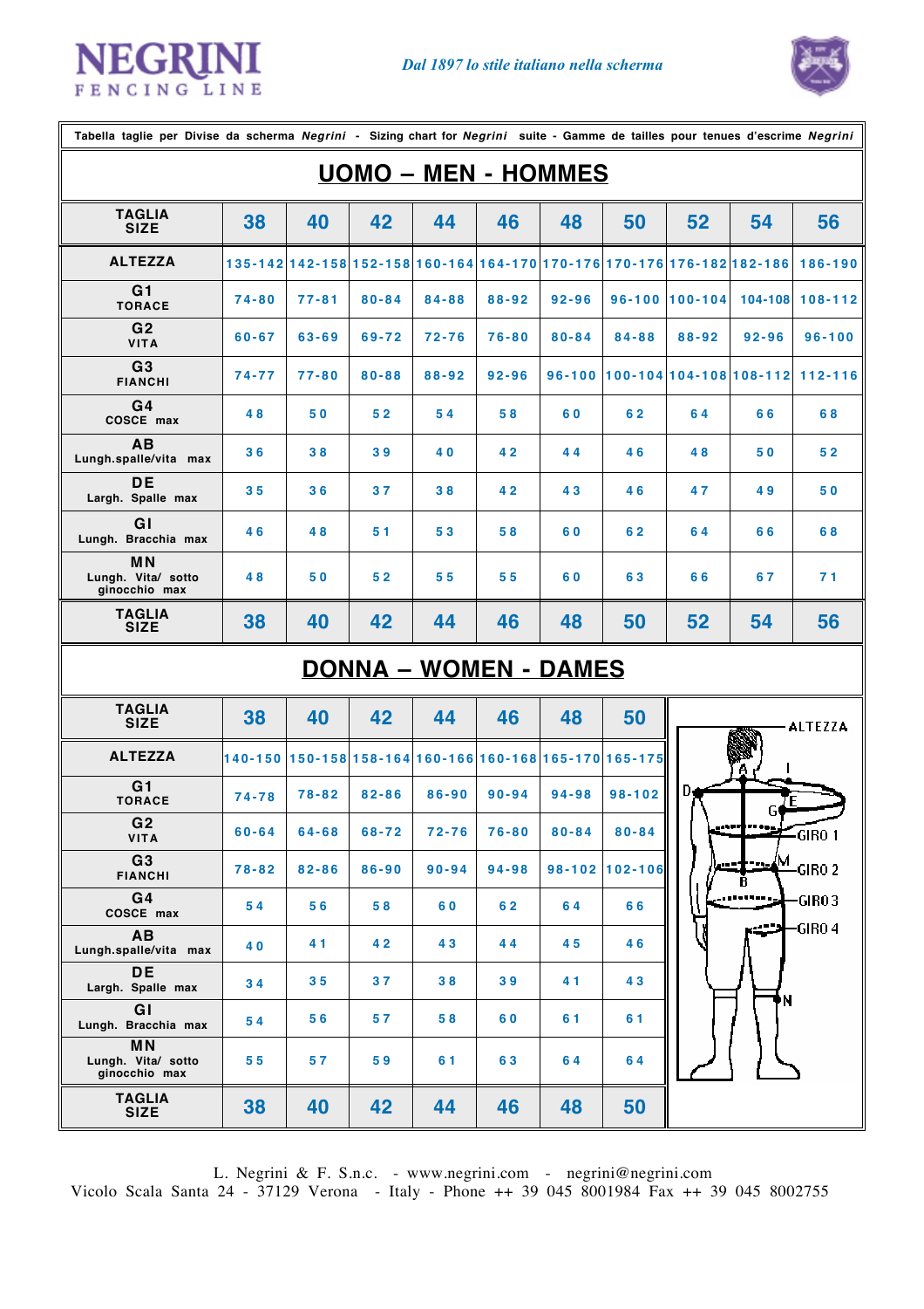**NEGRINI**
FENCING LINE

*Dal 1897 lo stile italiano nella scherma*

Tabella taglie per Divise da scherma *Negrini* - Sizing chart for *Negrini* suite - Gamme de tailles pour tenues d'escrime *Negrini*

## UOMO – MEN - HOMMES

| TAGLIA SIZE | 38 | 40 | 42 | 44 | 46 | 48 | 50 | 52 | 54 | 56 |
|---|---|---|---|---|---|---|---|---|---|---|
| ALTEZZA | 135-142 | 142-158 | 152-158 | 160-164 | 164-170 | 170-176 | 170-176 | 176-182 | 182-186 | 186-190 |
| G1 TORACE | 74-80 | 77-81 | 80-84 | 84-88 | 88-92 | 92-96 | 96-100 | 100-104 | 104-108 | 108-112 |
| G2 VITA | 60-67 | 63-69 | 69-72 | 72-76 | 76-80 | 80-84 | 84-88 | 88-92 | 92-96 | 96-100 |
| G3 FIANCHI | 74-77 | 77-80 | 80-88 | 88-92 | 92-96 | 96-100 | 100-104 | 104-108 | 108-112 | 112-116 |
| G4 COSCE max | 48 | 50 | 52 | 54 | 58 | 60 | 62 | 64 | 66 | 68 |
| AB Lungh.spalle/vita max | 36 | 38 | 39 | 40 | 42 | 44 | 46 | 48 | 50 | 52 |
| DE Largh. Spalle max | 35 | 36 | 37 | 38 | 42 | 43 | 46 | 47 | 49 | 50 |
| GI Lungh. Bracchia max | 46 | 48 | 51 | 53 | 58 | 60 | 62 | 64 | 66 | 68 |
| MN Lungh. Vita/ sotto ginocchio max | 48 | 50 | 52 | 55 | 55 | 60 | 63 | 66 | 67 | 71 |
| TAGLIA SIZE | 38 | 40 | 42 | 44 | 46 | 48 | 50 | 52 | 54 | 56 |

## DONNA – WOMEN - DAMES

| TAGLIA SIZE | 38 | 40 | 42 | 44 | 46 | 48 | 50 |
|---|---|---|---|---|---|---|---|
| ALTEZZA | 140-150 | 150-158 | 158-164 | 160-166 | 160-168 | 165-170 | 165-175 |
| G1 TORACE | 74-78 | 78-82 | 82-86 | 86-90 | 90-94 | 94-98 | 98-102 |
| G2 VITA | 60-64 | 64-68 | 68-72 | 72-76 | 76-80 | 80-84 | 80-84 |
| G3 FIANCHI | 78-82 | 82-86 | 86-90 | 90-94 | 94-98 | 98-102 | 102-106 |
| G4 COSCE max | 54 | 56 | 58 | 60 | 62 | 64 | 66 |
| AB Lungh.spalle/vita max | 40 | 41 | 42 | 43 | 44 | 45 | 46 |
| DE Largh. Spalle max | 34 | 35 | 37 | 38 | 39 | 41 | 43 |
| GI Lungh. Bracchia max | 54 | 56 | 57 | 58 | 60 | 61 | 61 |
| MN Lungh. Vita/ sotto ginocchio max | 55 | 57 | 59 | 61 | 63 | 64 | 64 |
| TAGLIA SIZE | 38 | 40 | 42 | 44 | 46 | 48 | 50 |

ALTEZZA
A
B
D
E
G
I
M
N
GIRO 1
GIRO 2
GIRO 3
GIRO 4

L. Negrini & F. S.n.c. - www.negrini.com - negrini@negrini.com
Vicolo Scala Santa 24 - 37129 Verona - Italy - Phone ++ 39 045 8001984 Fax ++ 39 045 8002755